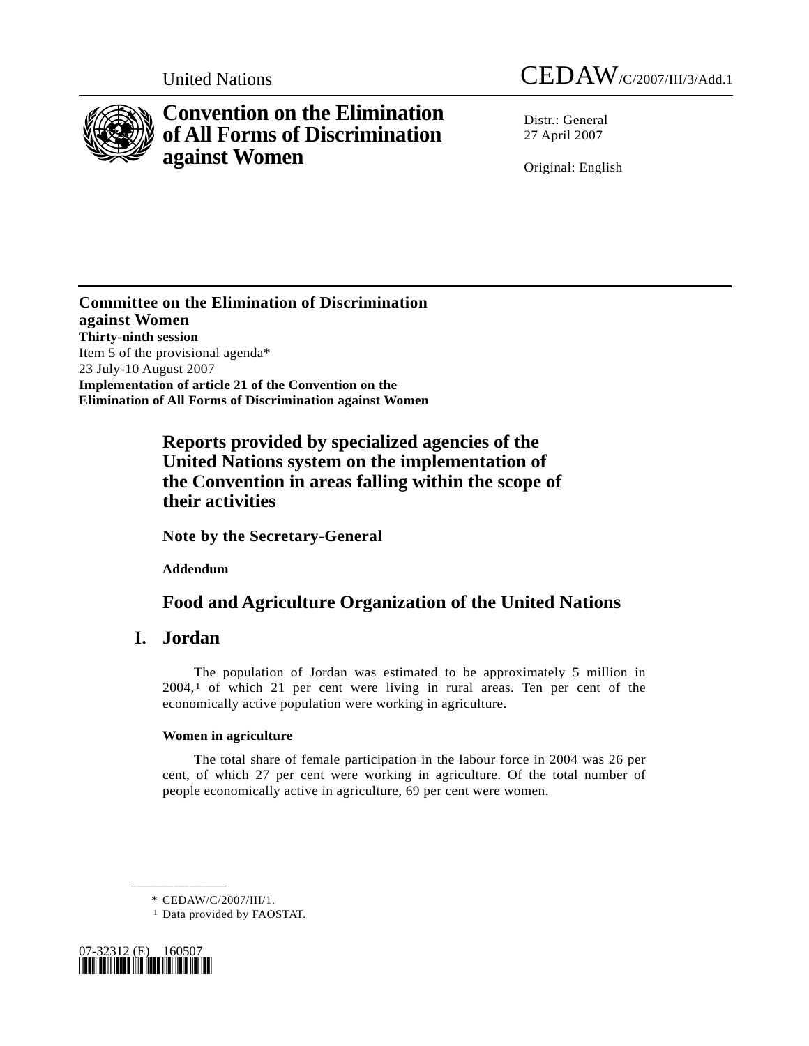United Nations CEDAW/C/2007/III/3/Add.1

# Convention on the Elimination of All Forms of Discrimination against Women

Distr.: General
27 April 2007

Original: English

**Committee on the Elimination of Discrimination against Women**
**Thirty-ninth session**
Item 5 of the provisional agenda*
23 July-10 August 2007
**Implementation of article 21 of the Convention on the Elimination of All Forms of Discrimination against Women**

## Reports provided by specialized agencies of the United Nations system on the implementation of the Convention in areas falling within the scope of their activities

**Note by the Secretary-General**

**Addendum**

## Food and Agriculture Organization of the United Nations

## I. Jordan

The population of Jordan was estimated to be approximately 5 million in 2004,[1] of which 21 per cent were living in rural areas. Ten per cent of the economically active population were working in agriculture.

#### Women in agriculture

The total share of female participation in the labour force in 2004 was 26 per cent, of which 27 per cent were working in agriculture. Of the total number of people economically active in agriculture, 69 per cent were women.

---

\* CEDAW/C/2007/III/1.

[1] Data provided by FAOSTAT.

07-32312 (E) 160507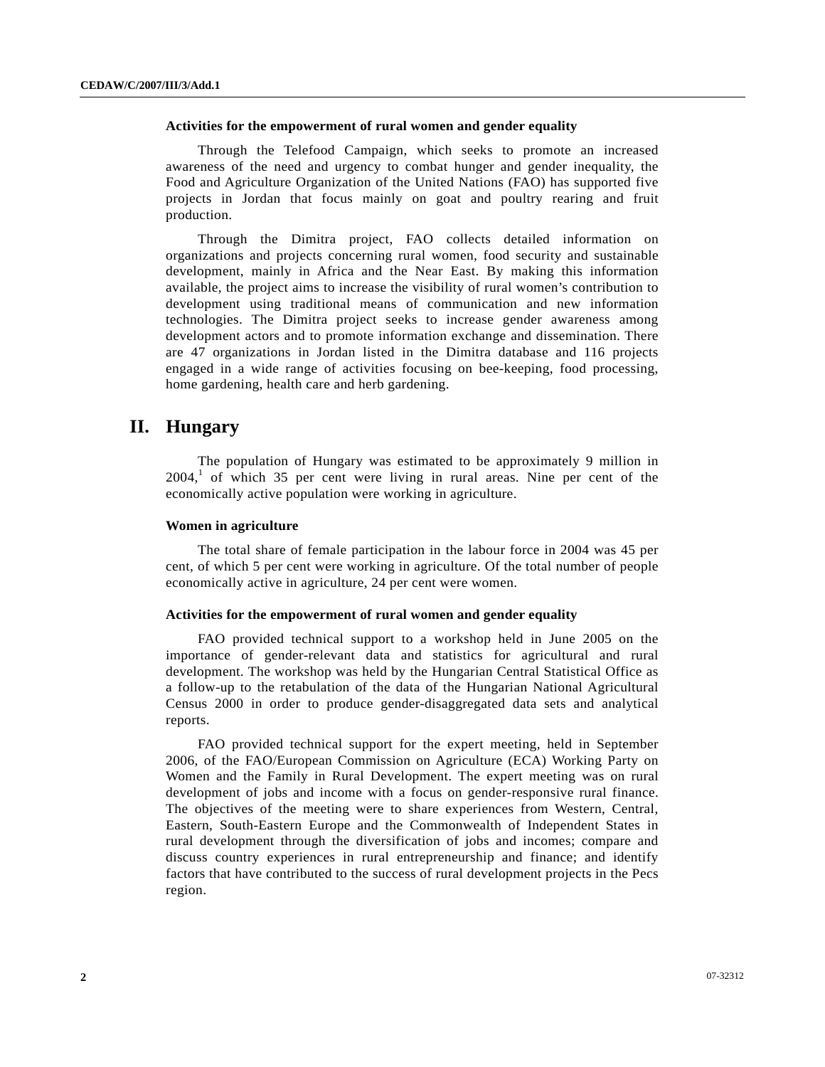### Activities for the empowerment of rural women and gender equality

Through the Telefood Campaign, which seeks to promote an increased awareness of the need and urgency to combat hunger and gender inequality, the Food and Agriculture Organization of the United Nations (FAO) has supported five projects in Jordan that focus mainly on goat and poultry rearing and fruit production.

Through the Dimitra project, FAO collects detailed information on organizations and projects concerning rural women, food security and sustainable development, mainly in Africa and the Near East. By making this information available, the project aims to increase the visibility of rural women's contribution to development using traditional means of communication and new information technologies. The Dimitra project seeks to increase gender awareness among development actors and to promote information exchange and dissemination. There are 47 organizations in Jordan listed in the Dimitra database and 116 projects engaged in a wide range of activities focusing on bee-keeping, food processing, home gardening, health care and herb gardening.

## II. Hungary

The population of Hungary was estimated to be approximately 9 million in 2004,[1] of which 35 per cent were living in rural areas. Nine per cent of the economically active population were working in agriculture.

### Women in agriculture

The total share of female participation in the labour force in 2004 was 45 per cent, of which 5 per cent were working in agriculture. Of the total number of people economically active in agriculture, 24 per cent were women.

### Activities for the empowerment of rural women and gender equality

FAO provided technical support to a workshop held in June 2005 on the importance of gender-relevant data and statistics for agricultural and rural development. The workshop was held by the Hungarian Central Statistical Office as a follow-up to the retabulation of the data of the Hungarian National Agricultural Census 2000 in order to produce gender-disaggregated data sets and analytical reports.

FAO provided technical support for the expert meeting, held in September 2006, of the FAO/European Commission on Agriculture (ECA) Working Party on Women and the Family in Rural Development. The expert meeting was on rural development of jobs and income with a focus on gender-responsive rural finance. The objectives of the meeting were to share experiences from Western, Central, Eastern, South-Eastern Europe and the Commonwealth of Independent States in rural development through the diversification of jobs and incomes; compare and discuss country experiences in rural entrepreneurship and finance; and identify factors that have contributed to the success of rural development projects in the Pecs region.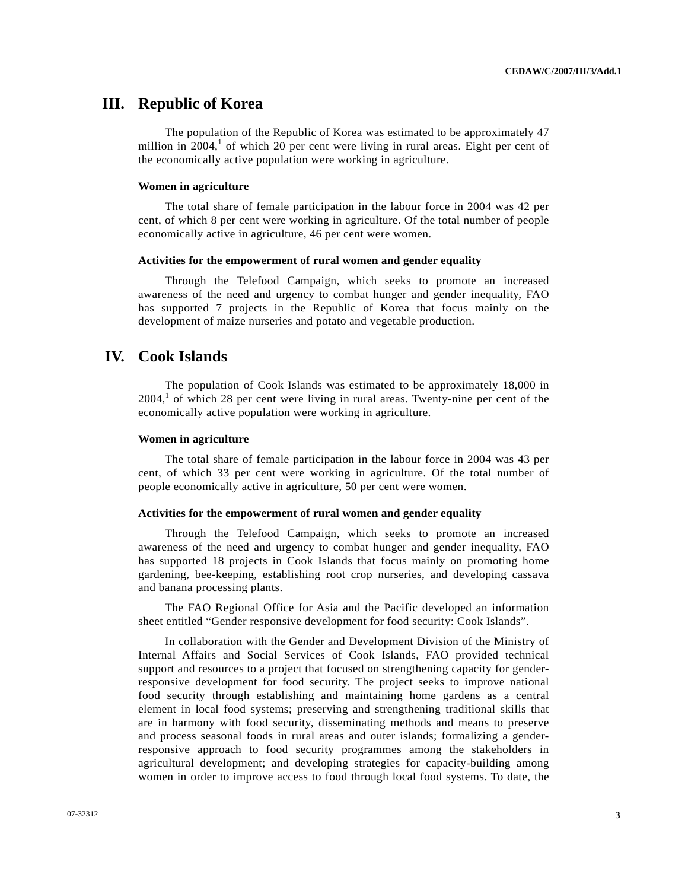## III. Republic of Korea

The population of the Republic of Korea was estimated to be approximately 47 million in 2004,[1] of which 20 per cent were living in rural areas. Eight per cent of the economically active population were working in agriculture.

### Women in agriculture

The total share of female participation in the labour force in 2004 was 42 per cent, of which 8 per cent were working in agriculture. Of the total number of people economically active in agriculture, 46 per cent were women.

### Activities for the empowerment of rural women and gender equality

Through the Telefood Campaign, which seeks to promote an increased awareness of the need and urgency to combat hunger and gender inequality, FAO has supported 7 projects in the Republic of Korea that focus mainly on the development of maize nurseries and potato and vegetable production.

## IV. Cook Islands

The population of Cook Islands was estimated to be approximately 18,000 in 2004,[1] of which 28 per cent were living in rural areas. Twenty-nine per cent of the economically active population were working in agriculture.

### Women in agriculture

The total share of female participation in the labour force in 2004 was 43 per cent, of which 33 per cent were working in agriculture. Of the total number of people economically active in agriculture, 50 per cent were women.

### Activities for the empowerment of rural women and gender equality

Through the Telefood Campaign, which seeks to promote an increased awareness of the need and urgency to combat hunger and gender inequality, FAO has supported 18 projects in Cook Islands that focus mainly on promoting home gardening, bee-keeping, establishing root crop nurseries, and developing cassava and banana processing plants.

The FAO Regional Office for Asia and the Pacific developed an information sheet entitled "Gender responsive development for food security: Cook Islands".

In collaboration with the Gender and Development Division of the Ministry of Internal Affairs and Social Services of Cook Islands, FAO provided technical support and resources to a project that focused on strengthening capacity for gender-responsive development for food security. The project seeks to improve national food security through establishing and maintaining home gardens as a central element in local food systems; preserving and strengthening traditional skills that are in harmony with food security, disseminating methods and means to preserve and process seasonal foods in rural areas and outer islands; formalizing a gender-responsive approach to food security programmes among the stakeholders in agricultural development; and developing strategies for capacity-building among women in order to improve access to food through local food systems. To date, the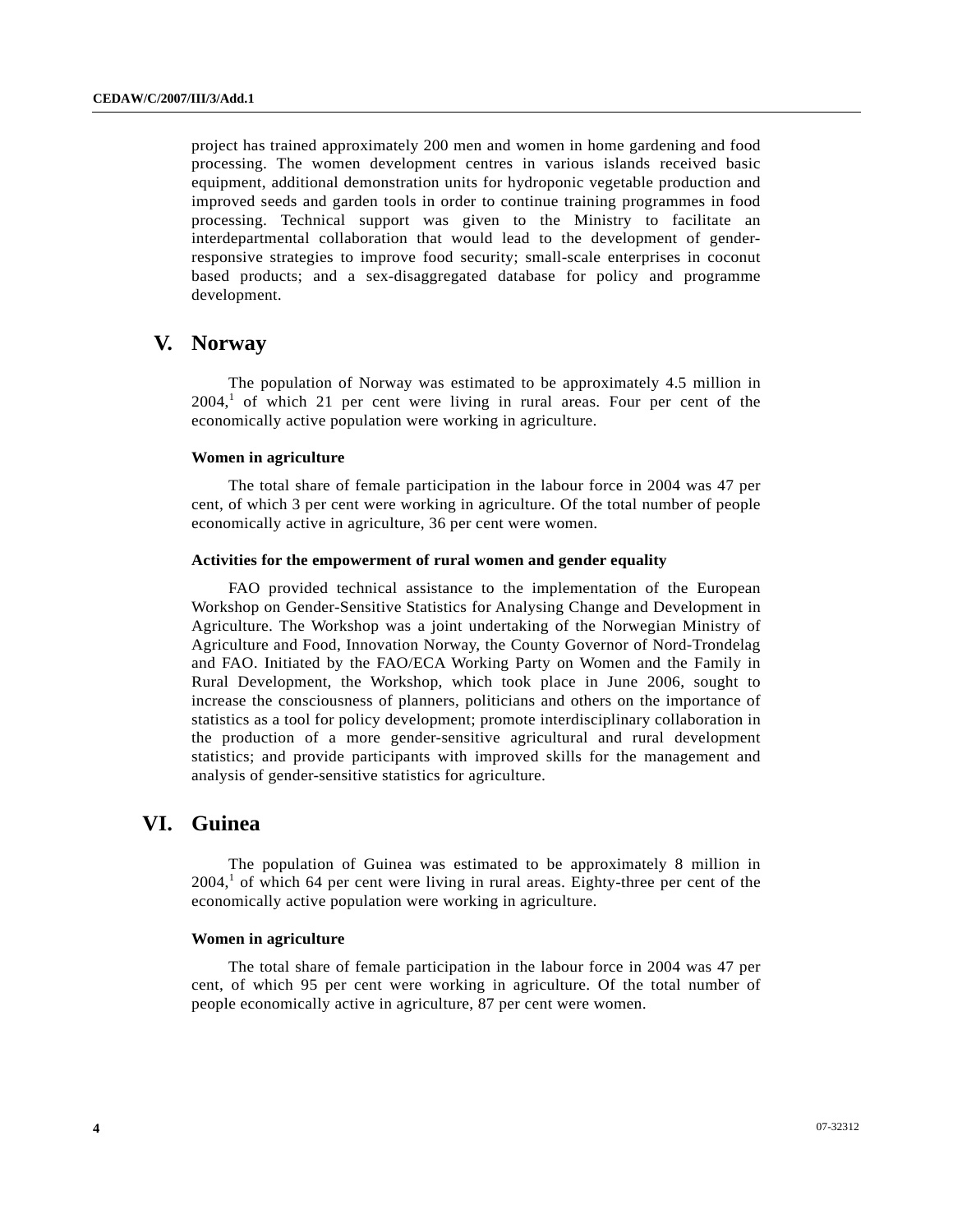project has trained approximately 200 men and women in home gardening and food processing. The women development centres in various islands received basic equipment, additional demonstration units for hydroponic vegetable production and improved seeds and garden tools in order to continue training programmes in food processing. Technical support was given to the Ministry to facilitate an interdepartmental collaboration that would lead to the development of gender-responsive strategies to improve food security; small-scale enterprises in coconut based products; and a sex-disaggregated database for policy and programme development.

# V. Norway

The population of Norway was estimated to be approximately 4.5 million in 2004,[1] of which 21 per cent were living in rural areas. Four per cent of the economically active population were working in agriculture.

### Women in agriculture

The total share of female participation in the labour force in 2004 was 47 per cent, of which 3 per cent were working in agriculture. Of the total number of people economically active in agriculture, 36 per cent were women.

### Activities for the empowerment of rural women and gender equality

FAO provided technical assistance to the implementation of the European Workshop on Gender-Sensitive Statistics for Analysing Change and Development in Agriculture. The Workshop was a joint undertaking of the Norwegian Ministry of Agriculture and Food, Innovation Norway, the County Governor of Nord-Trondelag and FAO. Initiated by the FAO/ECA Working Party on Women and the Family in Rural Development, the Workshop, which took place in June 2006, sought to increase the consciousness of planners, politicians and others on the importance of statistics as a tool for policy development; promote interdisciplinary collaboration in the production of a more gender-sensitive agricultural and rural development statistics; and provide participants with improved skills for the management and analysis of gender-sensitive statistics for agriculture.

# VI. Guinea

The population of Guinea was estimated to be approximately 8 million in 2004,[1] of which 64 per cent were living in rural areas. Eighty-three per cent of the economically active population were working in agriculture.

### Women in agriculture

The total share of female participation in the labour force in 2004 was 47 per cent, of which 95 per cent were working in agriculture. Of the total number of people economically active in agriculture, 87 per cent were women.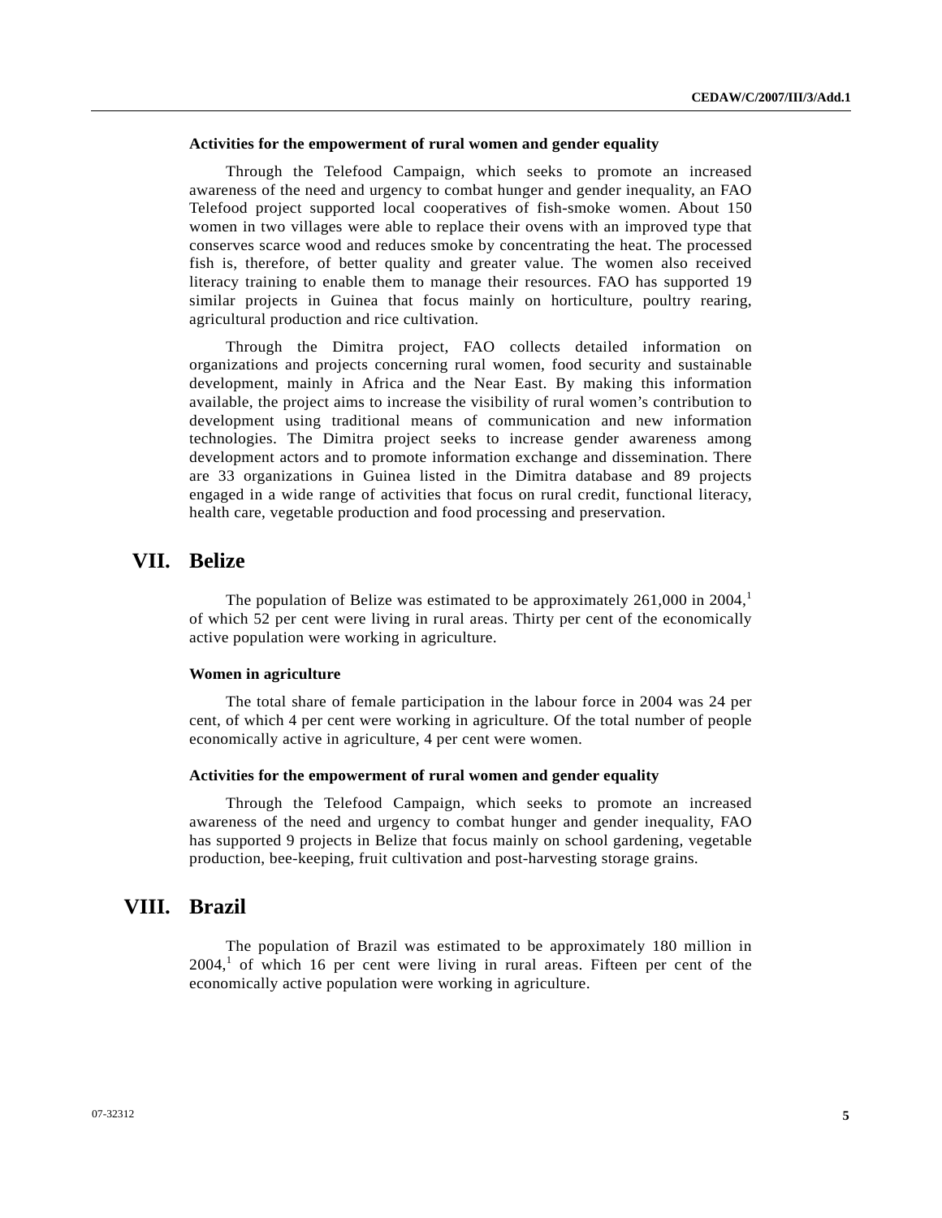### Activities for the empowerment of rural women and gender equality

Through the Telefood Campaign, which seeks to promote an increased awareness of the need and urgency to combat hunger and gender inequality, an FAO Telefood project supported local cooperatives of fish-smoke women. About 150 women in two villages were able to replace their ovens with an improved type that conserves scarce wood and reduces smoke by concentrating the heat. The processed fish is, therefore, of better quality and greater value. The women also received literacy training to enable them to manage their resources. FAO has supported 19 similar projects in Guinea that focus mainly on horticulture, poultry rearing, agricultural production and rice cultivation.

Through the Dimitra project, FAO collects detailed information on organizations and projects concerning rural women, food security and sustainable development, mainly in Africa and the Near East. By making this information available, the project aims to increase the visibility of rural women's contribution to development using traditional means of communication and new information technologies. The Dimitra project seeks to increase gender awareness among development actors and to promote information exchange and dissemination. There are 33 organizations in Guinea listed in the Dimitra database and 89 projects engaged in a wide range of activities that focus on rural credit, functional literacy, health care, vegetable production and food processing and preservation.

## VII. Belize

The population of Belize was estimated to be approximately 261,000 in 2004,[1] of which 52 per cent were living in rural areas. Thirty per cent of the economically active population were working in agriculture.

### Women in agriculture

The total share of female participation in the labour force in 2004 was 24 per cent, of which 4 per cent were working in agriculture. Of the total number of people economically active in agriculture, 4 per cent were women.

### Activities for the empowerment of rural women and gender equality

Through the Telefood Campaign, which seeks to promote an increased awareness of the need and urgency to combat hunger and gender inequality, FAO has supported 9 projects in Belize that focus mainly on school gardening, vegetable production, bee-keeping, fruit cultivation and post-harvesting storage grains.

## VIII. Brazil

The population of Brazil was estimated to be approximately 180 million in 2004,[1] of which 16 per cent were living in rural areas. Fifteen per cent of the economically active population were working in agriculture.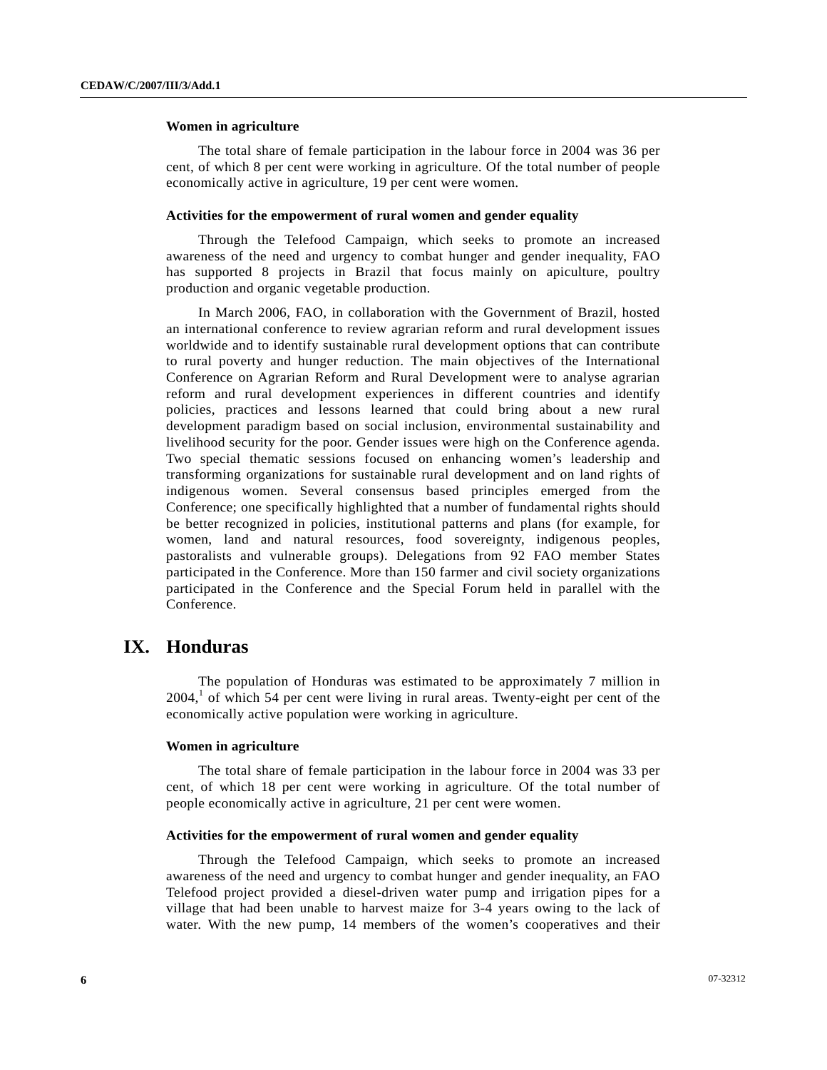### Women in agriculture

The total share of female participation in the labour force in 2004 was 36 per cent, of which 8 per cent were working in agriculture. Of the total number of people economically active in agriculture, 19 per cent were women.

### Activities for the empowerment of rural women and gender equality

Through the Telefood Campaign, which seeks to promote an increased awareness of the need and urgency to combat hunger and gender inequality, FAO has supported 8 projects in Brazil that focus mainly on apiculture, poultry production and organic vegetable production.

In March 2006, FAO, in collaboration with the Government of Brazil, hosted an international conference to review agrarian reform and rural development issues worldwide and to identify sustainable rural development options that can contribute to rural poverty and hunger reduction. The main objectives of the International Conference on Agrarian Reform and Rural Development were to analyse agrarian reform and rural development experiences in different countries and identify policies, practices and lessons learned that could bring about a new rural development paradigm based on social inclusion, environmental sustainability and livelihood security for the poor. Gender issues were high on the Conference agenda. Two special thematic sessions focused on enhancing women's leadership and transforming organizations for sustainable rural development and on land rights of indigenous women. Several consensus based principles emerged from the Conference; one specifically highlighted that a number of fundamental rights should be better recognized in policies, institutional patterns and plans (for example, for women, land and natural resources, food sovereignty, indigenous peoples, pastoralists and vulnerable groups). Delegations from 92 FAO member States participated in the Conference. More than 150 farmer and civil society organizations participated in the Conference and the Special Forum held in parallel with the Conference.

## IX. Honduras

The population of Honduras was estimated to be approximately 7 million in 2004,[1] of which 54 per cent were living in rural areas. Twenty-eight per cent of the economically active population were working in agriculture.

### Women in agriculture

The total share of female participation in the labour force in 2004 was 33 per cent, of which 18 per cent were working in agriculture. Of the total number of people economically active in agriculture, 21 per cent were women.

### Activities for the empowerment of rural women and gender equality

Through the Telefood Campaign, which seeks to promote an increased awareness of the need and urgency to combat hunger and gender inequality, an FAO Telefood project provided a diesel-driven water pump and irrigation pipes for a village that had been unable to harvest maize for 3-4 years owing to the lack of water. With the new pump, 14 members of the women's cooperatives and their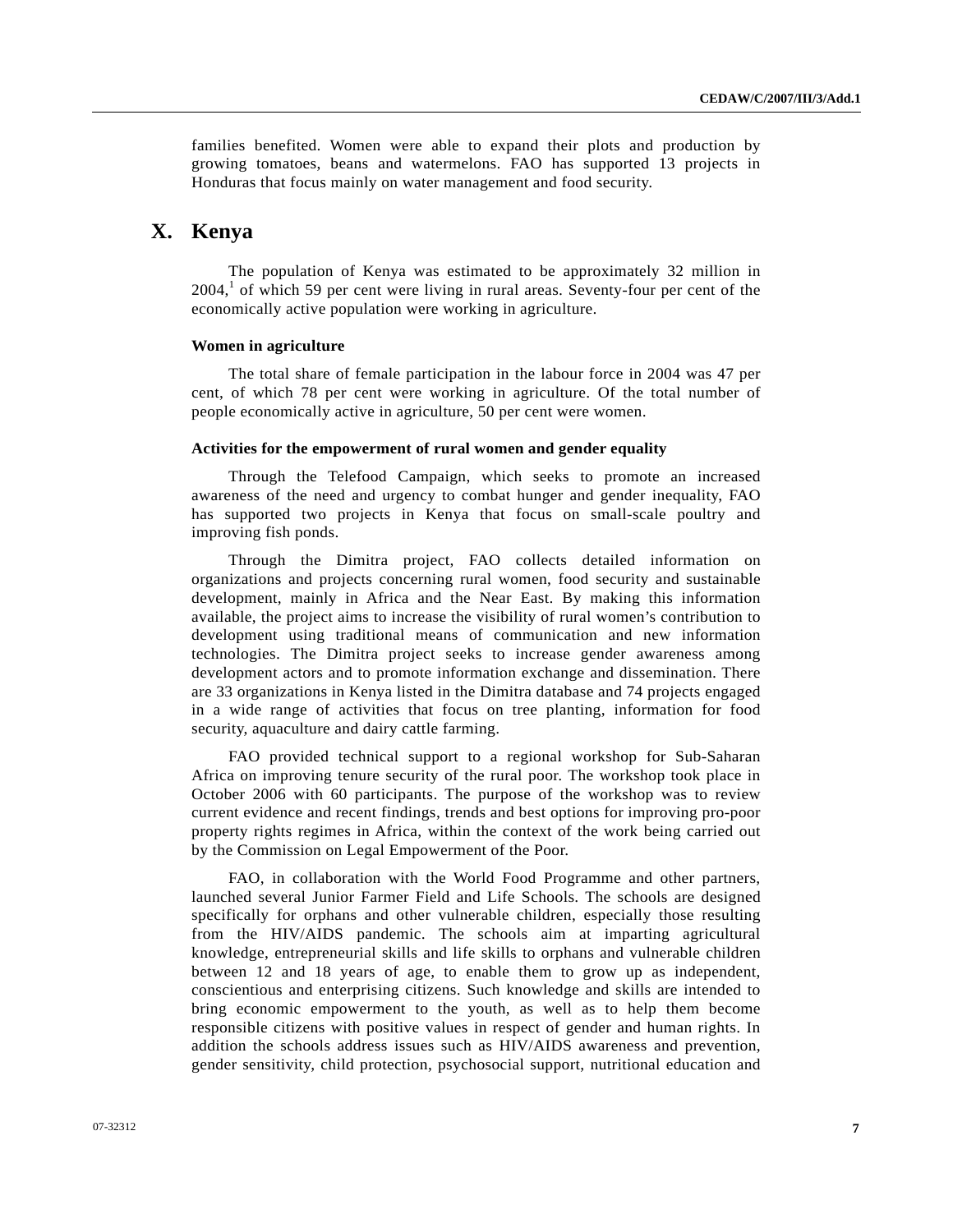families benefited. Women were able to expand their plots and production by growing tomatoes, beans and watermelons. FAO has supported 13 projects in Honduras that focus mainly on water management and food security.

# X. Kenya

The population of Kenya was estimated to be approximately 32 million in 2004,[1] of which 59 per cent were living in rural areas. Seventy-four per cent of the economically active population were working in agriculture.

### Women in agriculture

The total share of female participation in the labour force in 2004 was 47 per cent, of which 78 per cent were working in agriculture. Of the total number of people economically active in agriculture, 50 per cent were women.

### Activities for the empowerment of rural women and gender equality

Through the Telefood Campaign, which seeks to promote an increased awareness of the need and urgency to combat hunger and gender inequality, FAO has supported two projects in Kenya that focus on small-scale poultry and improving fish ponds.

Through the Dimitra project, FAO collects detailed information on organizations and projects concerning rural women, food security and sustainable development, mainly in Africa and the Near East. By making this information available, the project aims to increase the visibility of rural women's contribution to development using traditional means of communication and new information technologies. The Dimitra project seeks to increase gender awareness among development actors and to promote information exchange and dissemination. There are 33 organizations in Kenya listed in the Dimitra database and 74 projects engaged in a wide range of activities that focus on tree planting, information for food security, aquaculture and dairy cattle farming.

FAO provided technical support to a regional workshop for Sub-Saharan Africa on improving tenure security of the rural poor. The workshop took place in October 2006 with 60 participants. The purpose of the workshop was to review current evidence and recent findings, trends and best options for improving pro-poor property rights regimes in Africa, within the context of the work being carried out by the Commission on Legal Empowerment of the Poor.

FAO, in collaboration with the World Food Programme and other partners, launched several Junior Farmer Field and Life Schools. The schools are designed specifically for orphans and other vulnerable children, especially those resulting from the HIV/AIDS pandemic. The schools aim at imparting agricultural knowledge, entrepreneurial skills and life skills to orphans and vulnerable children between 12 and 18 years of age, to enable them to grow up as independent, conscientious and enterprising citizens. Such knowledge and skills are intended to bring economic empowerment to the youth, as well as to help them become responsible citizens with positive values in respect of gender and human rights. In addition the schools address issues such as HIV/AIDS awareness and prevention, gender sensitivity, child protection, psychosocial support, nutritional education and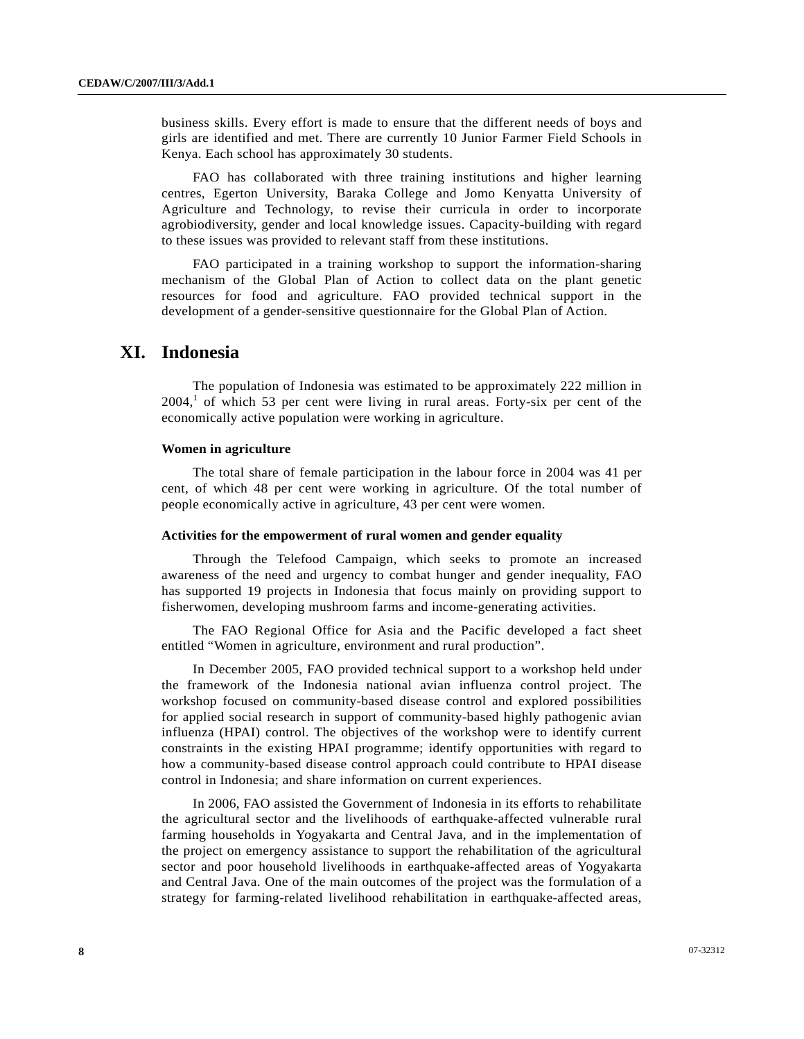business skills. Every effort is made to ensure that the different needs of boys and girls are identified and met. There are currently 10 Junior Farmer Field Schools in Kenya. Each school has approximately 30 students.

FAO has collaborated with three training institutions and higher learning centres, Egerton University, Baraka College and Jomo Kenyatta University of Agriculture and Technology, to revise their curricula in order to incorporate agrobiodiversity, gender and local knowledge issues. Capacity-building with regard to these issues was provided to relevant staff from these institutions.

FAO participated in a training workshop to support the information-sharing mechanism of the Global Plan of Action to collect data on the plant genetic resources for food and agriculture. FAO provided technical support in the development of a gender-sensitive questionnaire for the Global Plan of Action.

# XI. Indonesia

The population of Indonesia was estimated to be approximately 222 million in 2004,[1] of which 53 per cent were living in rural areas. Forty-six per cent of the economically active population were working in agriculture.

### Women in agriculture

The total share of female participation in the labour force in 2004 was 41 per cent, of which 48 per cent were working in agriculture. Of the total number of people economically active in agriculture, 43 per cent were women.

### Activities for the empowerment of rural women and gender equality

Through the Telefood Campaign, which seeks to promote an increased awareness of the need and urgency to combat hunger and gender inequality, FAO has supported 19 projects in Indonesia that focus mainly on providing support to fisherwomen, developing mushroom farms and income-generating activities.

The FAO Regional Office for Asia and the Pacific developed a fact sheet entitled “Women in agriculture, environment and rural production”.

In December 2005, FAO provided technical support to a workshop held under the framework of the Indonesia national avian influenza control project. The workshop focused on community-based disease control and explored possibilities for applied social research in support of community-based highly pathogenic avian influenza (HPAI) control. The objectives of the workshop were to identify current constraints in the existing HPAI programme; identify opportunities with regard to how a community-based disease control approach could contribute to HPAI disease control in Indonesia; and share information on current experiences.

In 2006, FAO assisted the Government of Indonesia in its efforts to rehabilitate the agricultural sector and the livelihoods of earthquake-affected vulnerable rural farming households in Yogyakarta and Central Java, and in the implementation of the project on emergency assistance to support the rehabilitation of the agricultural sector and poor household livelihoods in earthquake-affected areas of Yogyakarta and Central Java. One of the main outcomes of the project was the formulation of a strategy for farming-related livelihood rehabilitation in earthquake-affected areas,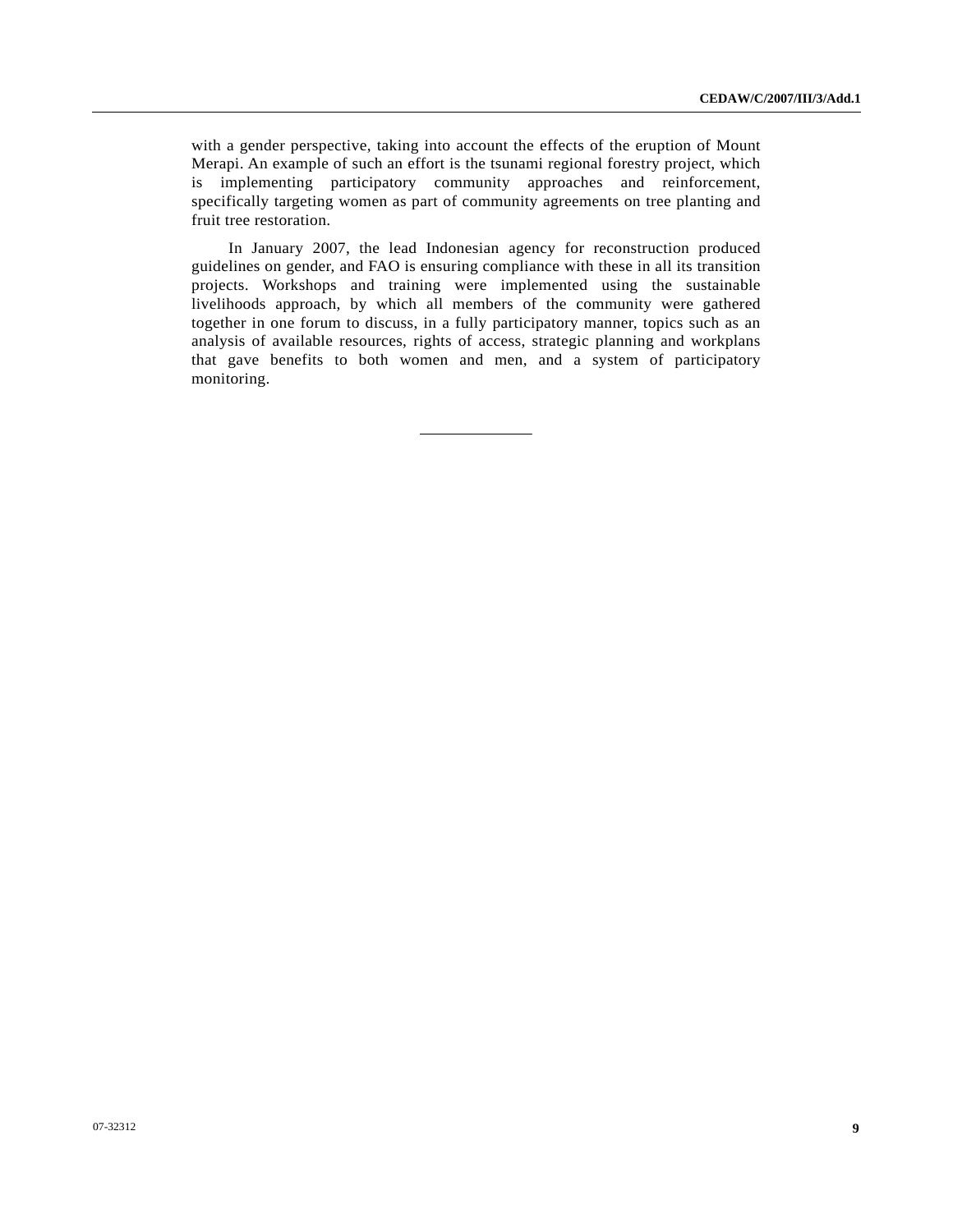with a gender perspective, taking into account the effects of the eruption of Mount Merapi. An example of such an effort is the tsunami regional forestry project, which is implementing participatory community approaches and reinforcement, specifically targeting women as part of community agreements on tree planting and fruit tree restoration.

In January 2007, the lead Indonesian agency for reconstruction produced guidelines on gender, and FAO is ensuring compliance with these in all its transition projects. Workshops and training were implemented using the sustainable livelihoods approach, by which all members of the community were gathered together in one forum to discuss, in a fully participatory manner, topics such as an analysis of available resources, rights of access, strategic planning and workplans that gave benefits to both women and men, and a system of participatory monitoring.